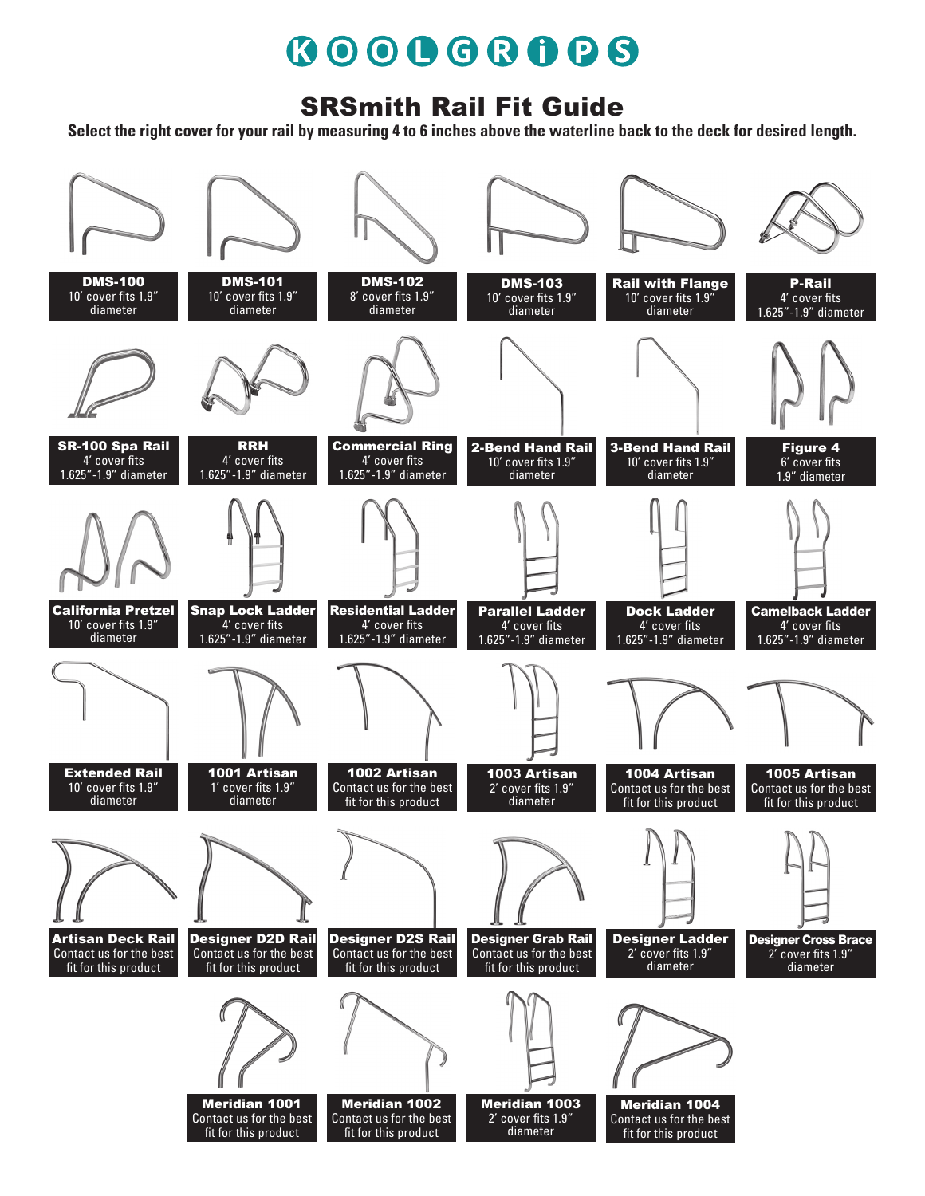# KOOLGRIPS

## SRSmith Rail Fit Guide

**Select the right cover for your rail by measuring 4 to 6 inches above the waterline back to the deck for desired length.**

**DMS-100**
10′ cover fits 1.9″ diameter

**DMS-101**
10′ cover fits 1.9″ diameter

**DMS-102**
8′ cover fits 1.9″ diameter

**DMS-103**
10′ cover fits 1.9″ diameter

**Rail with Flange**
10′ cover fits 1.9″ diameter

**P-Rail**
4′ cover fits 1.625″-1.9″ diameter

**SR-100 Spa Rail**
4′ cover fits 1.625″-1.9″ diameter

**RRH**
4′ cover fits 1.625″-1.9″ diameter

**Commercial Ring**
4′ cover fits 1.625″-1.9″ diameter

**2-Bend Hand Rail**
10′ cover fits 1.9″ diameter

**3-Bend Hand Rail**
10′ cover fits 1.9″ diameter

**Figure 4**
6′ cover fits 1.9″ diameter

**California Pretzel**
10′ cover fits 1.9″ diameter

**Snap Lock Ladder**
4′ cover fits 1.625″-1.9″ diameter

**Residential Ladder**
4′ cover fits 1.625″-1.9″ diameter

**Parallel Ladder**
4′ cover fits 1.625″-1.9″ diameter

**Dock Ladder**
4′ cover fits 1.625″-1.9″ diameter

**Camelback Ladder**
4′ cover fits 1.625″-1.9″ diameter

**Extended Rail**
10′ cover fits 1.9″ diameter

**1001 Artisan**
1′ cover fits 1.9″ diameter

**1002 Artisan**
Contact us for the best fit for this product

**1003 Artisan**
2′ cover fits 1.9″ diameter

**1004 Artisan**
Contact us for the best fit for this product

**1005 Artisan**
Contact us for the best fit for this product

**Artisan Deck Rail**
Contact us for the best fit for this product

**Designer D2D Rail**
Contact us for the best fit for this product

**Designer D2S Rail**
Contact us for the best fit for this product

**Designer Grab Rail**
Contact us for the best fit for this product

**Designer Ladder**
2′ cover fits 1.9″ diameter

**Designer Cross Brace**
2′ cover fits 1.9″ diameter

**Meridian 1001**
Contact us for the best fit for this product

**Meridian 1002**
Contact us for the best fit for this product

**Meridian 1003**
2′ cover fits 1.9″ diameter

**Meridian 1004**
Contact us for the best fit for this product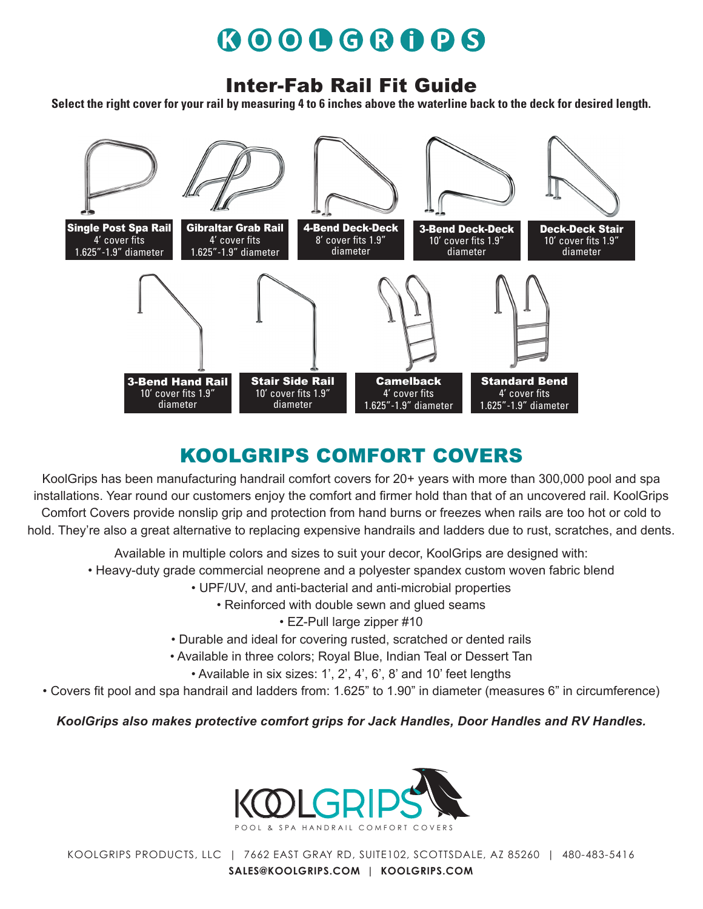# KOOLGRIPS

## Inter-Fab Rail Fit Guide

**Select the right cover for your rail by measuring 4 to 6 inches above the waterline back to the deck for desired length.**

**Single Post Spa Rail**
4' cover fits
1.625"-1.9" diameter

**Gibraltar Grab Rail**
4' cover fits
1.625"-1.9" diameter

**4-Bend Deck-Deck**
8' cover fits 1.9"
diameter

**3-Bend Deck-Deck**
10' cover fits 1.9"
diameter

**Deck-Deck Stair**
10' cover fits 1.9"
diameter

**3-Bend Hand Rail**
10' cover fits 1.9"
diameter

**Stair Side Rail**
10' cover fits 1.9"
diameter

**Camelback**
4' cover fits
1.625"-1.9" diameter

**Standard Bend**
4' cover fits
1.625"-1.9" diameter

## KOOLGRIPS COMFORT COVERS

KoolGrips has been manufacturing handrail comfort covers for 20+ years with more than 300,000 pool and spa installations. Year round our customers enjoy the comfort and firmer hold than that of an uncovered rail. KoolGrips Comfort Covers provide nonslip grip and protection from hand burns or freezes when rails are too hot or cold to hold. They're also a great alternative to replacing expensive handrails and ladders due to rust, scratches, and dents.

Available in multiple colors and sizes to suit your decor, KoolGrips are designed with:

- Heavy-duty grade commercial neoprene and a polyester spandex custom woven fabric blend
- UPF/UV, and anti-bacterial and anti-microbial properties
- Reinforced with double sewn and glued seams
- EZ-Pull large zipper #10
- Durable and ideal for covering rusted, scratched or dented rails
- Available in three colors; Royal Blue, Indian Teal or Dessert Tan
- Available in six sizes: 1', 2', 4', 6', 8' and 10' feet lengths
- Covers fit pool and spa handrail and ladders from: 1.625" to 1.90" in diameter (measures 6" in circumference)

***KoolGrips also makes protective comfort grips for Jack Handles, Door Handles and RV Handles.***

KOOLGRIPS
POOL & SPA HANDRAIL COMFORT COVERS

KOOLGRIPS PRODUCTS, LLC | 7662 EAST GRAY RD, SUITE102, SCOTTSDALE, AZ 85260 | 480-483-5416
**SALES@KOOLGRIPS.COM | KOOLGRIPS.COM**